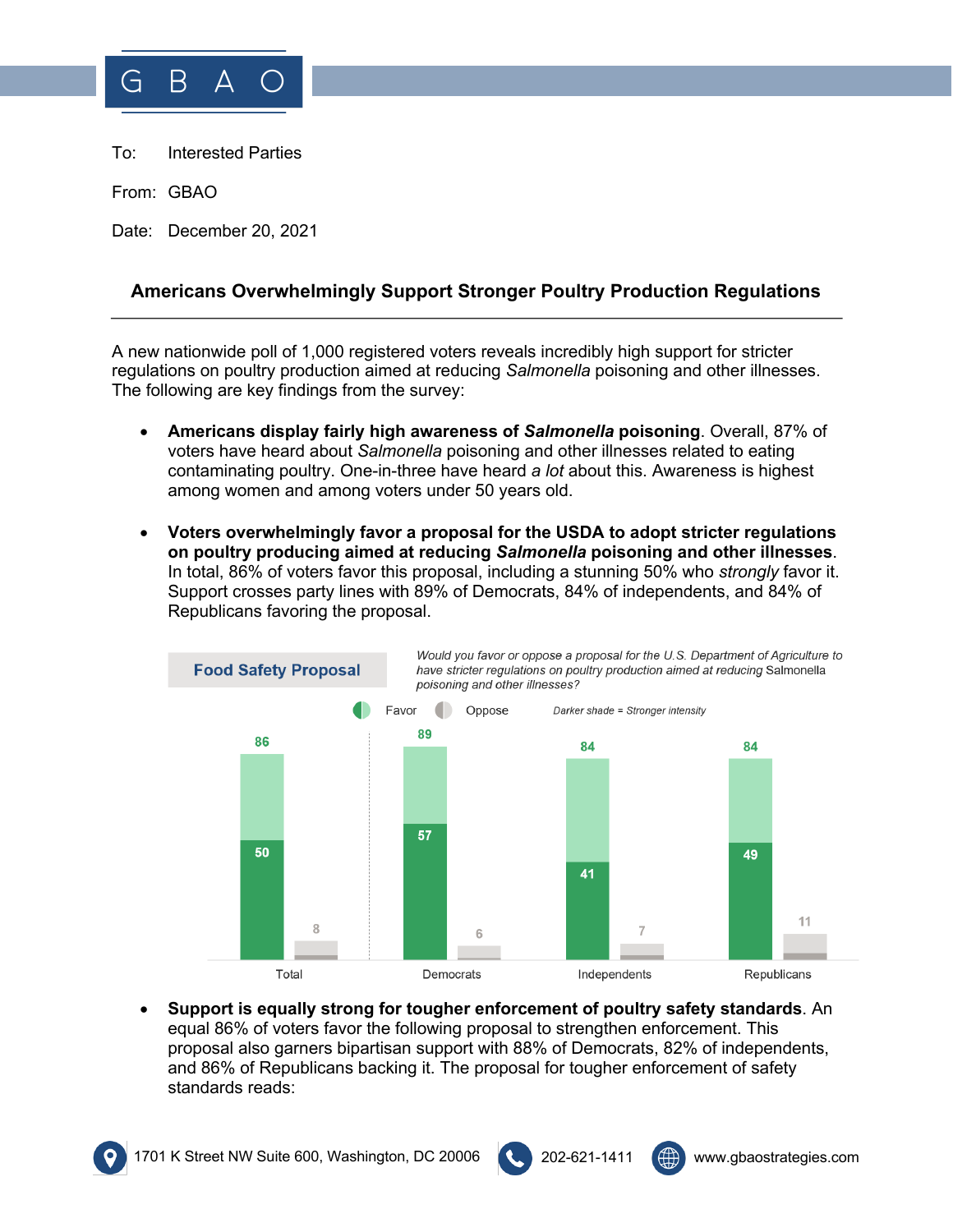GBAO

To: Interested Parties

From: GBAO

Date: December 20, 2021

## Americans Overwhelmingly Support Stronger Poultry Production Regulations

A new nationwide poll of 1,000 registered voters reveals incredibly high support for stricter regulations on poultry production aimed at reducing *Salmonella* poisoning and other illnesses. The following are key findings from the survey:

- **Americans display fairly high awareness of *Salmonella* poisoning**. Overall, 87% of voters have heard about *Salmonella* poisoning and other illnesses related to eating contaminating poultry. One-in-three have heard *a lot* about this. Awareness is highest among women and among voters under 50 years old.

- **Voters overwhelmingly favor a proposal for the USDA to adopt stricter regulations on poultry producing aimed at reducing *Salmonella* poisoning and other illnesses**. In total, 86% of voters favor this proposal, including a stunning 50% who *strongly* favor it. Support crosses party lines with 89% of Democrats, 84% of independents, and 84% of Republicans favoring the proposal.

**Food Safety Proposal**

*Would you favor or oppose a proposal for the U.S. Department of Agriculture to have stricter regulations on poultry production aimed at reducing* Salmonella *poisoning and other illnesses?*

*Darker shade = Stronger intensity*

| | Favor | Strongly favor | Oppose |
|---|---|---|---|
| Total | 86 | 50 | 8 |
| Democrats | 89 | 57 | 6 |
| Independents | 84 | 41 | 7 |
| Republicans | 84 | 49 | 11 |

- **Support is equally strong for tougher enforcement of poultry safety standards**. An equal 86% of voters favor the following proposal to strengthen enforcement. This proposal also garners bipartisan support with 88% of Democrats, 82% of independents, and 86% of Republicans backing it. The proposal for tougher enforcement of safety standards reads: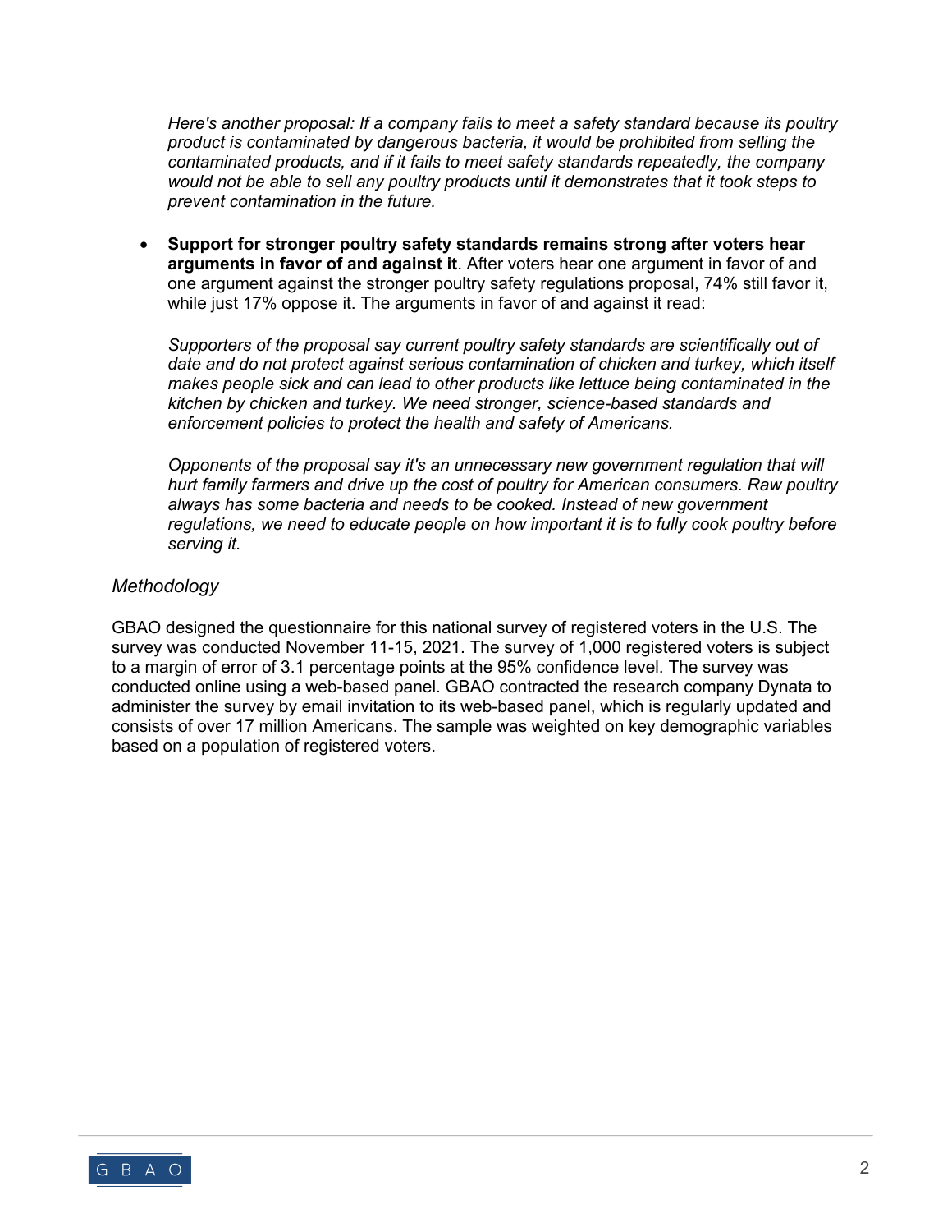*Here's another proposal: If a company fails to meet a safety standard because its poultry product is contaminated by dangerous bacteria, it would be prohibited from selling the contaminated products, and if it fails to meet safety standards repeatedly, the company would not be able to sell any poultry products until it demonstrates that it took steps to prevent contamination in the future.*

- **Support for stronger poultry safety standards remains strong after voters hear arguments in favor of and against it**. After voters hear one argument in favor of and one argument against the stronger poultry safety regulations proposal, 74% still favor it, while just 17% oppose it. The arguments in favor of and against it read:

  *Supporters of the proposal say current poultry safety standards are scientifically out of date and do not protect against serious contamination of chicken and turkey, which itself makes people sick and can lead to other products like lettuce being contaminated in the kitchen by chicken and turkey. We need stronger, science-based standards and enforcement policies to protect the health and safety of Americans.*

  *Opponents of the proposal say it's an unnecessary new government regulation that will hurt family farmers and drive up the cost of poultry for American consumers. Raw poultry always has some bacteria and needs to be cooked. Instead of new government regulations, we need to educate people on how important it is to fully cook poultry before serving it.*

### *Methodology*

GBAO designed the questionnaire for this national survey of registered voters in the U.S. The survey was conducted November 11-15, 2021. The survey of 1,000 registered voters is subject to a margin of error of 3.1 percentage points at the 95% confidence level. The survey was conducted online using a web-based panel. GBAO contracted the research company Dynata to administer the survey by email invitation to its web-based panel, which is regularly updated and consists of over 17 million Americans. The sample was weighted on key demographic variables based on a population of registered voters.